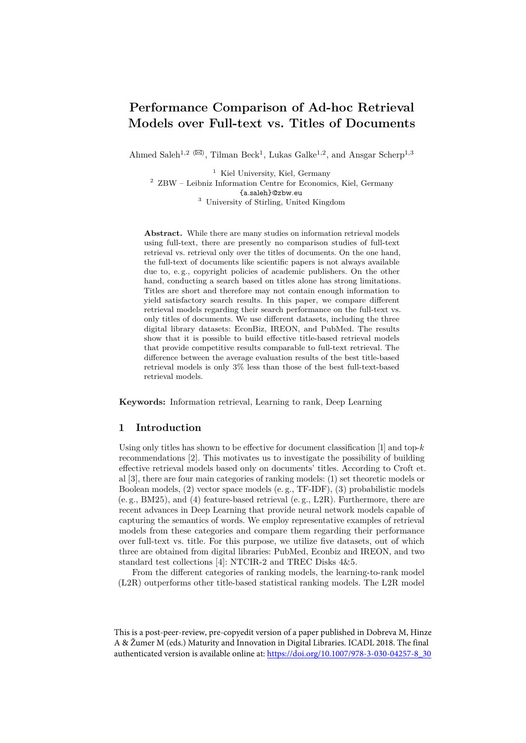# Performance Comparison of Ad-hoc Retrieval Models over Full-text vs. Titles of Documents

Ahmed Saleh[1,2] (✉), Tilman Beck[1], Lukas Galke[1,2], and Ansgar Scherp[1,3]

[1] Kiel University, Kiel, Germany
[2] ZBW – Leibniz Information Centre for Economics, Kiel, Germany
{a.saleh}@zbw.eu
[3] University of Stirling, United Kingdom

**Abstract.** While there are many studies on information retrieval models using full-text, there are presently no comparison studies of full-text retrieval vs. retrieval only over the titles of documents. On the one hand, the full-text of documents like scientific papers is not always available due to, e. g., copyright policies of academic publishers. On the other hand, conducting a search based on titles alone has strong limitations. Titles are short and therefore may not contain enough information to yield satisfactory search results. In this paper, we compare different retrieval models regarding their search performance on the full-text vs. only titles of documents. We use different datasets, including the three digital library datasets: EconBiz, IREON, and PubMed. The results show that it is possible to build effective title-based retrieval models that provide competitive results comparable to full-text retrieval. The difference between the average evaluation results of the best title-based retrieval models is only 3% less than those of the best full-text-based retrieval models.

**Keywords:** Information retrieval, Learning to rank, Deep Learning

## 1 Introduction

Using only titles has shown to be effective for document classification [1] and top-$k$ recommendations [2]. This motivates us to investigate the possibility of building effective retrieval models based only on documents' titles. According to Croft et. al [3], there are four main categories of ranking models: (1) set theoretic models or Boolean models, (2) vector space models (e. g., TF-IDF), (3) probabilistic models (e. g., BM25), and (4) feature-based retrieval (e. g., L2R). Furthermore, there are recent advances in Deep Learning that provide neural network models capable of capturing the semantics of words. We employ representative examples of retrieval models from these categories and compare them regarding their performance over full-text vs. title. For this purpose, we utilize five datasets, out of which three are obtained from digital libraries: PubMed, Econbiz and IREON, and two standard test collections [4]: NTCIR-2 and TREC Disks 4&5.

From the different categories of ranking models, the learning-to-rank model (L2R) outperforms other title-based statistical ranking models. The L2R model

This is a post-peer-review, pre-copyedit version of a paper published in Dobreva M, Hinze A & Žumer M (eds.) Maturity and Innovation in Digital Libraries. ICADL 2018. The final authenticated version is available online at: https://doi.org/10.1007/978-3-030-04257-8_30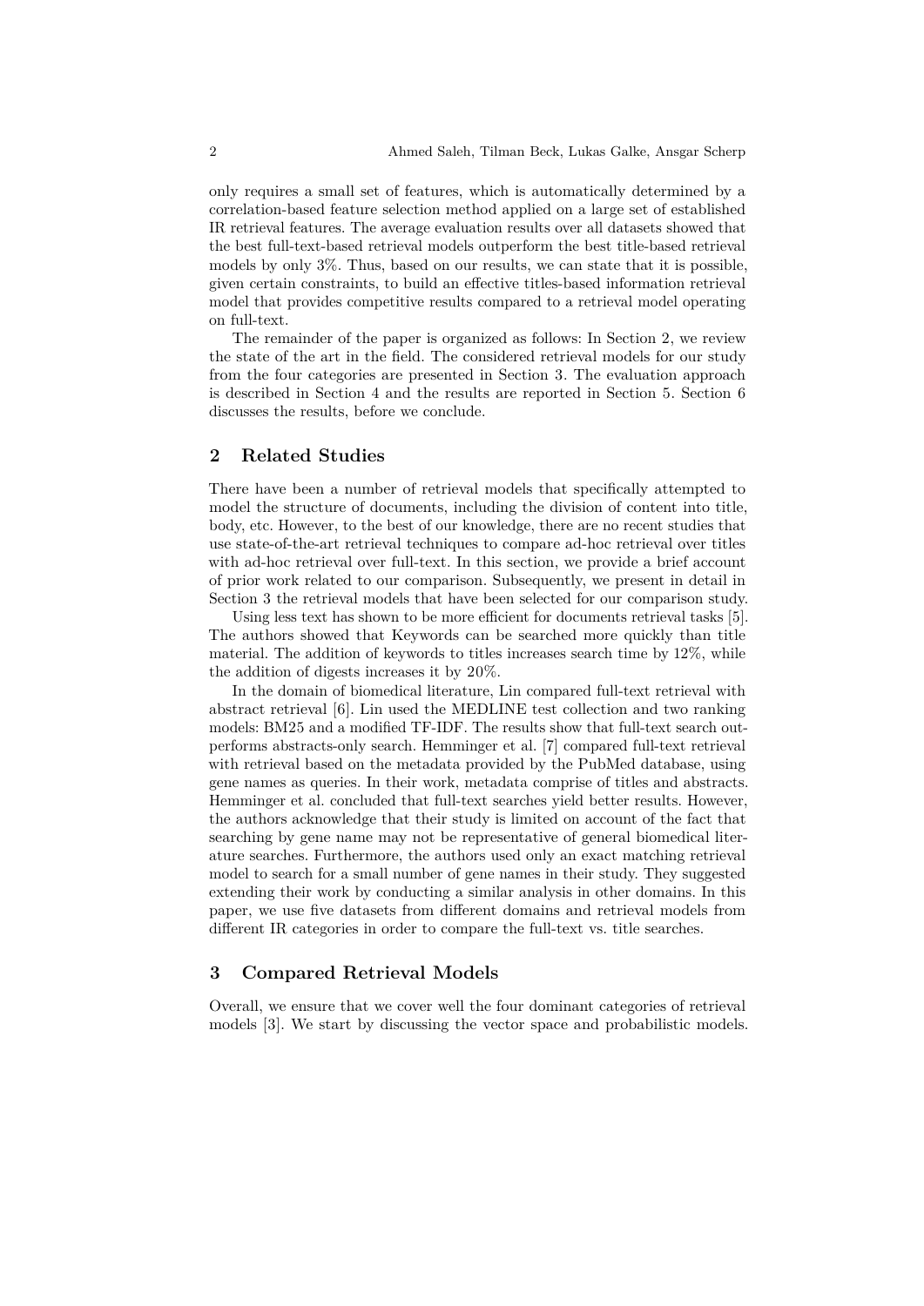only requires a small set of features, which is automatically determined by a correlation-based feature selection method applied on a large set of established IR retrieval features. The average evaluation results over all datasets showed that the best full-text-based retrieval models outperform the best title-based retrieval models by only 3%. Thus, based on our results, we can state that it is possible, given certain constraints, to build an effective titles-based information retrieval model that provides competitive results compared to a retrieval model operating on full-text.

The remainder of the paper is organized as follows: In Section 2, we review the state of the art in the field. The considered retrieval models for our study from the four categories are presented in Section 3. The evaluation approach is described in Section 4 and the results are reported in Section 5. Section 6 discusses the results, before we conclude.

## 2 Related Studies

There have been a number of retrieval models that specifically attempted to model the structure of documents, including the division of content into title, body, etc. However, to the best of our knowledge, there are no recent studies that use state-of-the-art retrieval techniques to compare ad-hoc retrieval over titles with ad-hoc retrieval over full-text. In this section, we provide a brief account of prior work related to our comparison. Subsequently, we present in detail in Section 3 the retrieval models that have been selected for our comparison study.

Using less text has shown to be more efficient for documents retrieval tasks [5]. The authors showed that Keywords can be searched more quickly than title material. The addition of keywords to titles increases search time by 12%, while the addition of digests increases it by 20%.

In the domain of biomedical literature, Lin compared full-text retrieval with abstract retrieval [6]. Lin used the MEDLINE test collection and two ranking models: BM25 and a modified TF-IDF. The results show that full-text search outperforms abstracts-only search. Hemminger et al. [7] compared full-text retrieval with retrieval based on the metadata provided by the PubMed database, using gene names as queries. In their work, metadata comprise of titles and abstracts. Hemminger et al. concluded that full-text searches yield better results. However, the authors acknowledge that their study is limited on account of the fact that searching by gene name may not be representative of general biomedical literature searches. Furthermore, the authors used only an exact matching retrieval model to search for a small number of gene names in their study. They suggested extending their work by conducting a similar analysis in other domains. In this paper, we use five datasets from different domains and retrieval models from different IR categories in order to compare the full-text vs. title searches.

## 3 Compared Retrieval Models

Overall, we ensure that we cover well the four dominant categories of retrieval models [3]. We start by discussing the vector space and probabilistic models.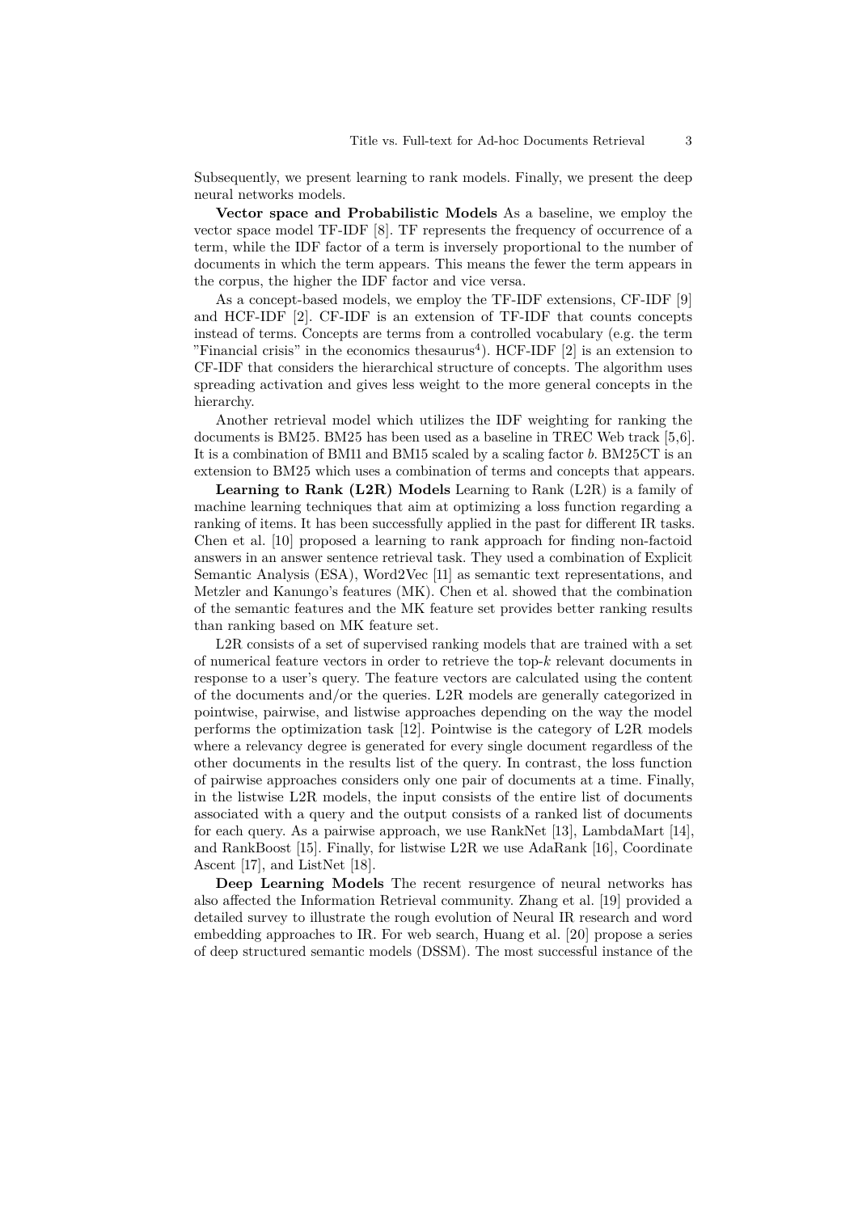Subsequently, we present learning to rank models. Finally, we present the deep neural networks models.

**Vector space and Probabilistic Models** As a baseline, we employ the vector space model TF-IDF [8]. TF represents the frequency of occurrence of a term, while the IDF factor of a term is inversely proportional to the number of documents in which the term appears. This means the fewer the term appears in the corpus, the higher the IDF factor and vice versa.

As a concept-based models, we employ the TF-IDF extensions, CF-IDF [9] and HCF-IDF [2]. CF-IDF is an extension of TF-IDF that counts concepts instead of terms. Concepts are terms from a controlled vocabulary (e.g. the term "Financial crisis" in the economics thesaurus[4]). HCF-IDF [2] is an extension to CF-IDF that considers the hierarchical structure of concepts. The algorithm uses spreading activation and gives less weight to the more general concepts in the hierarchy.

Another retrieval model which utilizes the IDF weighting for ranking the documents is BM25. BM25 has been used as a baseline in TREC Web track [5,6]. It is a combination of BM11 and BM15 scaled by a scaling factor $b$. BM25CT is an extension to BM25 which uses a combination of terms and concepts that appears.

**Learning to Rank (L2R) Models** Learning to Rank (L2R) is a family of machine learning techniques that aim at optimizing a loss function regarding a ranking of items. It has been successfully applied in the past for different IR tasks. Chen et al. [10] proposed a learning to rank approach for finding non-factoid answers in an answer sentence retrieval task. They used a combination of Explicit Semantic Analysis (ESA), Word2Vec [11] as semantic text representations, and Metzler and Kanungo's features (MK). Chen et al. showed that the combination of the semantic features and the MK feature set provides better ranking results than ranking based on MK feature set.

L2R consists of a set of supervised ranking models that are trained with a set of numerical feature vectors in order to retrieve the top-$k$ relevant documents in response to a user's query. The feature vectors are calculated using the content of the documents and/or the queries. L2R models are generally categorized in pointwise, pairwise, and listwise approaches depending on the way the model performs the optimization task [12]. Pointwise is the category of L2R models where a relevancy degree is generated for every single document regardless of the other documents in the results list of the query. In contrast, the loss function of pairwise approaches considers only one pair of documents at a time. Finally, in the listwise L2R models, the input consists of the entire list of documents associated with a query and the output consists of a ranked list of documents for each query. As a pairwise approach, we use RankNet [13], LambdaMart [14], and RankBoost [15]. Finally, for listwise L2R we use AdaRank [16], Coordinate Ascent [17], and ListNet [18].

**Deep Learning Models** The recent resurgence of neural networks has also affected the Information Retrieval community. Zhang et al. [19] provided a detailed survey to illustrate the rough evolution of Neural IR research and word embedding approaches to IR. For web search, Huang et al. [20] propose a series of deep structured semantic models (DSSM). The most successful instance of the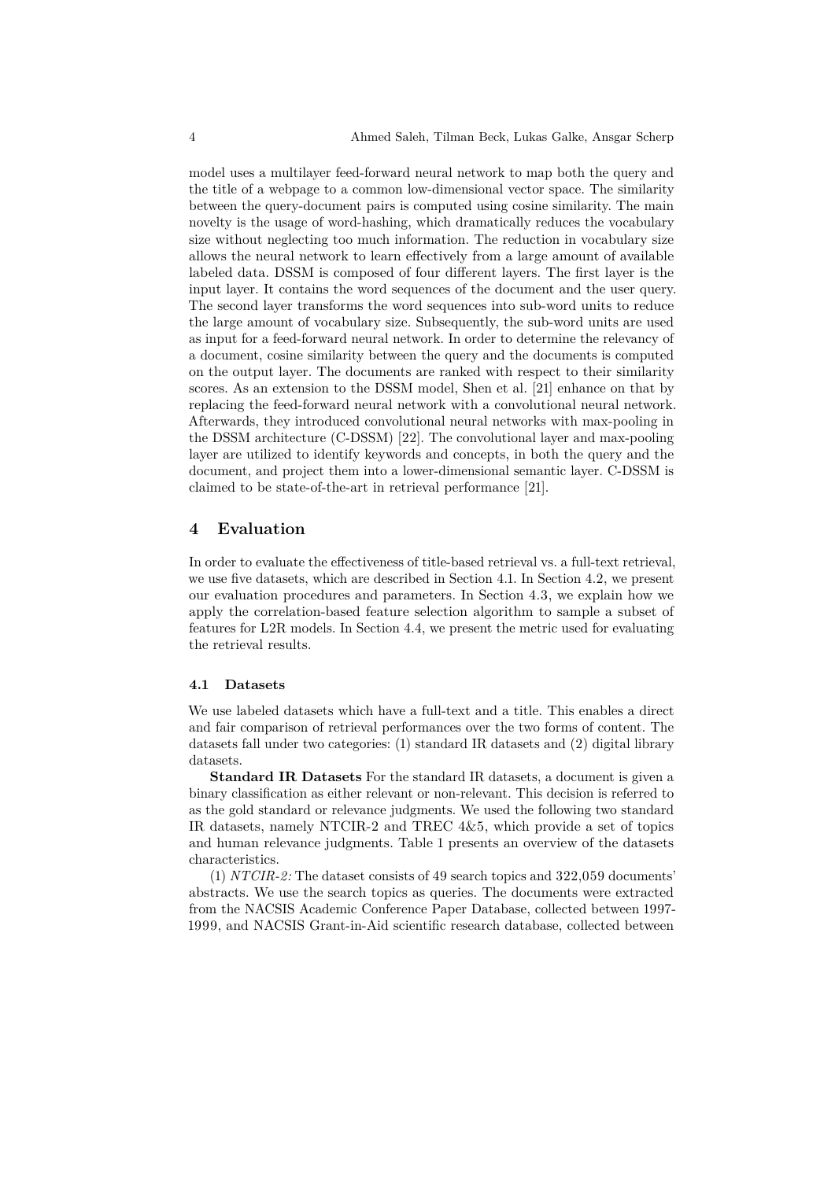model uses a multilayer feed-forward neural network to map both the query and the title of a webpage to a common low-dimensional vector space. The similarity between the query-document pairs is computed using cosine similarity. The main novelty is the usage of word-hashing, which dramatically reduces the vocabulary size without neglecting too much information. The reduction in vocabulary size allows the neural network to learn effectively from a large amount of available labeled data. DSSM is composed of four different layers. The first layer is the input layer. It contains the word sequences of the document and the user query. The second layer transforms the word sequences into sub-word units to reduce the large amount of vocabulary size. Subsequently, the sub-word units are used as input for a feed-forward neural network. In order to determine the relevancy of a document, cosine similarity between the query and the documents is computed on the output layer. The documents are ranked with respect to their similarity scores. As an extension to the DSSM model, Shen et al. [21] enhance on that by replacing the feed-forward neural network with a convolutional neural network. Afterwards, they introduced convolutional neural networks with max-pooling in the DSSM architecture (C-DSSM) [22]. The convolutional layer and max-pooling layer are utilized to identify keywords and concepts, in both the query and the document, and project them into a lower-dimensional semantic layer. C-DSSM is claimed to be state-of-the-art in retrieval performance [21].

## 4 Evaluation

In order to evaluate the effectiveness of title-based retrieval vs. a full-text retrieval, we use five datasets, which are described in Section 4.1. In Section 4.2, we present our evaluation procedures and parameters. In Section 4.3, we explain how we apply the correlation-based feature selection algorithm to sample a subset of features for L2R models. In Section 4.4, we present the metric used for evaluating the retrieval results.

### 4.1 Datasets

We use labeled datasets which have a full-text and a title. This enables a direct and fair comparison of retrieval performances over the two forms of content. The datasets fall under two categories: (1) standard IR datasets and (2) digital library datasets.

**Standard IR Datasets** For the standard IR datasets, a document is given a binary classification as either relevant or non-relevant. This decision is referred to as the gold standard or relevance judgments. We used the following two standard IR datasets, namely NTCIR-2 and TREC 4&5, which provide a set of topics and human relevance judgments. Table 1 presents an overview of the datasets characteristics.

(1) *NTCIR-2:* The dataset consists of 49 search topics and 322,059 documents' abstracts. We use the search topics as queries. The documents were extracted from the NACSIS Academic Conference Paper Database, collected between 1997-1999, and NACSIS Grant-in-Aid scientific research database, collected between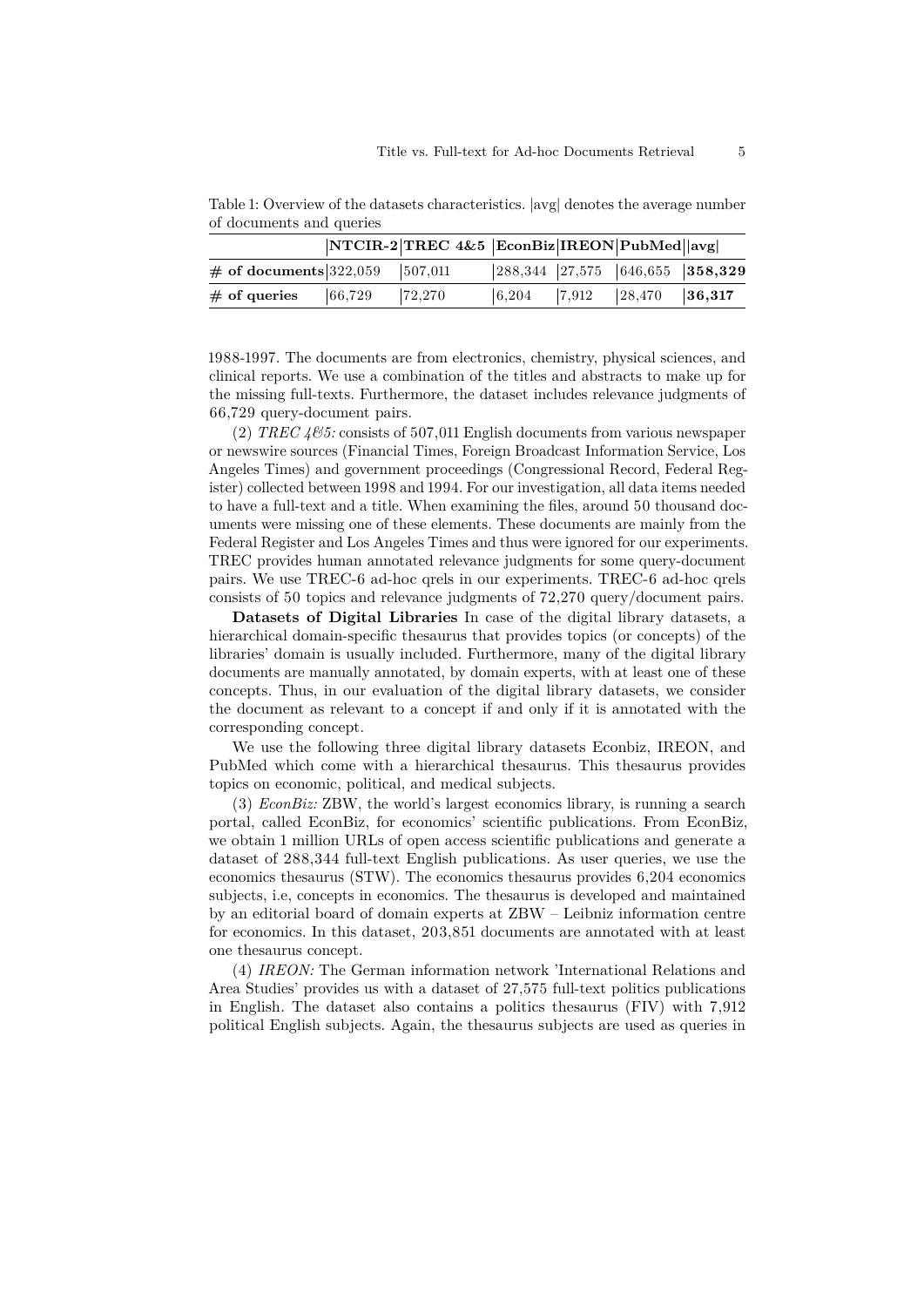Table 1: Overview of the datasets characteristics. |avg| denotes the average number of documents and queries

| | NTCIR-2 | TREC 4&5 | EconBiz | IREON | PubMed | \|avg\| |
|---|---|---|---|---|---|---|
| **# of documents** | 322,059 | 507,011 | 288,344 | 27,575 | 646,655 | **358,329** |
| **# of queries** | 66,729 | 72,270 | 6,204 | 7,912 | 28,470 | **36,317** |

1988-1997. The documents are from electronics, chemistry, physical sciences, and clinical reports. We use a combination of the titles and abstracts to make up for the missing full-texts. Furthermore, the dataset includes relevance judgments of 66,729 query-document pairs.

(2) *TREC 4&5:* consists of 507,011 English documents from various newspaper or newswire sources (Financial Times, Foreign Broadcast Information Service, Los Angeles Times) and government proceedings (Congressional Record, Federal Register) collected between 1998 and 1994. For our investigation, all data items needed to have a full-text and a title. When examining the files, around 50 thousand documents were missing one of these elements. These documents are mainly from the Federal Register and Los Angeles Times and thus were ignored for our experiments. TREC provides human annotated relevance judgments for some query-document pairs. We use TREC-6 ad-hoc qrels in our experiments. TREC-6 ad-hoc qrels consists of 50 topics and relevance judgments of 72,270 query/document pairs.

**Datasets of Digital Libraries** In case of the digital library datasets, a hierarchical domain-specific thesaurus that provides topics (or concepts) of the libraries' domain is usually included. Furthermore, many of the digital library documents are manually annotated, by domain experts, with at least one of these concepts. Thus, in our evaluation of the digital library datasets, we consider the document as relevant to a concept if and only if it is annotated with the corresponding concept.

We use the following three digital library datasets Econbiz, IREON, and PubMed which come with a hierarchical thesaurus. This thesaurus provides topics on economic, political, and medical subjects.

(3) *EconBiz:* ZBW, the world's largest economics library, is running a search portal, called EconBiz, for economics' scientific publications. From EconBiz, we obtain 1 million URLs of open access scientific publications and generate a dataset of 288,344 full-text English publications. As user queries, we use the economics thesaurus (STW). The economics thesaurus provides 6,204 economics subjects, i.e, concepts in economics. The thesaurus is developed and maintained by an editorial board of domain experts at ZBW – Leibniz information centre for economics. In this dataset, 203,851 documents are annotated with at least one thesaurus concept.

(4) *IREON:* The German information network 'International Relations and Area Studies' provides us with a dataset of 27,575 full-text politics publications in English. The dataset also contains a politics thesaurus (FIV) with 7,912 political English subjects. Again, the thesaurus subjects are used as queries in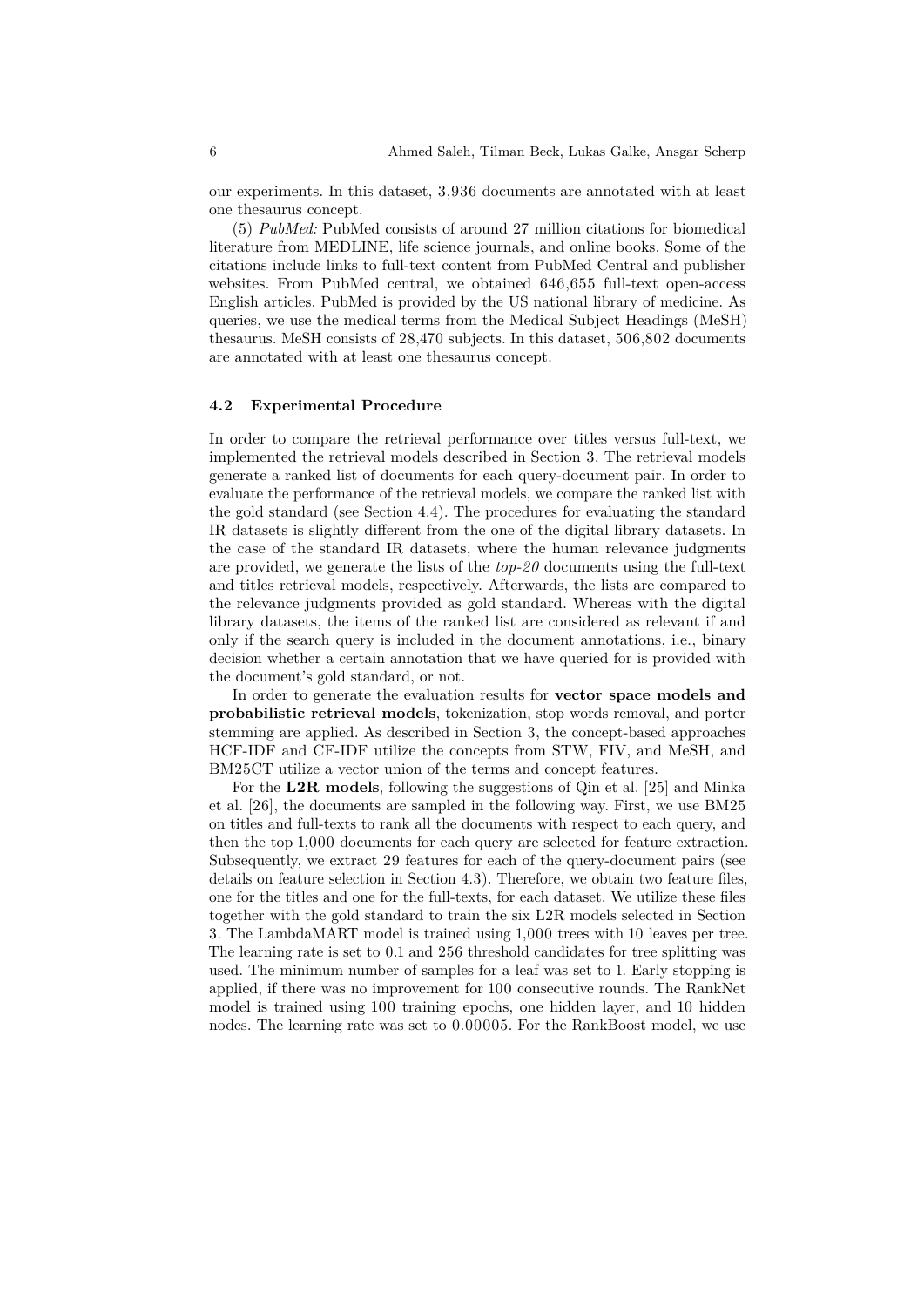our experiments. In this dataset, 3,936 documents are annotated with at least one thesaurus concept.

(5) *PubMed:* PubMed consists of around 27 million citations for biomedical literature from MEDLINE, life science journals, and online books. Some of the citations include links to full-text content from PubMed Central and publisher websites. From PubMed central, we obtained 646,655 full-text open-access English articles. PubMed is provided by the US national library of medicine. As queries, we use the medical terms from the Medical Subject Headings (MeSH) thesaurus. MeSH consists of 28,470 subjects. In this dataset, 506,802 documents are annotated with at least one thesaurus concept.

### 4.2 Experimental Procedure

In order to compare the retrieval performance over titles versus full-text, we implemented the retrieval models described in Section 3. The retrieval models generate a ranked list of documents for each query-document pair. In order to evaluate the performance of the retrieval models, we compare the ranked list with the gold standard (see Section 4.4). The procedures for evaluating the standard IR datasets is slightly different from the one of the digital library datasets. In the case of the standard IR datasets, where the human relevance judgments are provided, we generate the lists of the *top-20* documents using the full-text and titles retrieval models, respectively. Afterwards, the lists are compared to the relevance judgments provided as gold standard. Whereas with the digital library datasets, the items of the ranked list are considered as relevant if and only if the search query is included in the document annotations, i.e., binary decision whether a certain annotation that we have queried for is provided with the document's gold standard, or not.

In order to generate the evaluation results for **vector space models and probabilistic retrieval models**, tokenization, stop words removal, and porter stemming are applied. As described in Section 3, the concept-based approaches HCF-IDF and CF-IDF utilize the concepts from STW, FIV, and MeSH, and BM25CT utilize a vector union of the terms and concept features.

For the **L2R models**, following the suggestions of Qin et al. [25] and Minka et al. [26], the documents are sampled in the following way. First, we use BM25 on titles and full-texts to rank all the documents with respect to each query, and then the top 1,000 documents for each query are selected for feature extraction. Subsequently, we extract 29 features for each of the query-document pairs (see details on feature selection in Section 4.3). Therefore, we obtain two feature files, one for the titles and one for the full-texts, for each dataset. We utilize these files together with the gold standard to train the six L2R models selected in Section 3. The LambdaMART model is trained using 1,000 trees with 10 leaves per tree. The learning rate is set to 0.1 and 256 threshold candidates for tree splitting was used. The minimum number of samples for a leaf was set to 1. Early stopping is applied, if there was no improvement for 100 consecutive rounds. The RankNet model is trained using 100 training epochs, one hidden layer, and 10 hidden nodes. The learning rate was set to 0.00005. For the RankBoost model, we use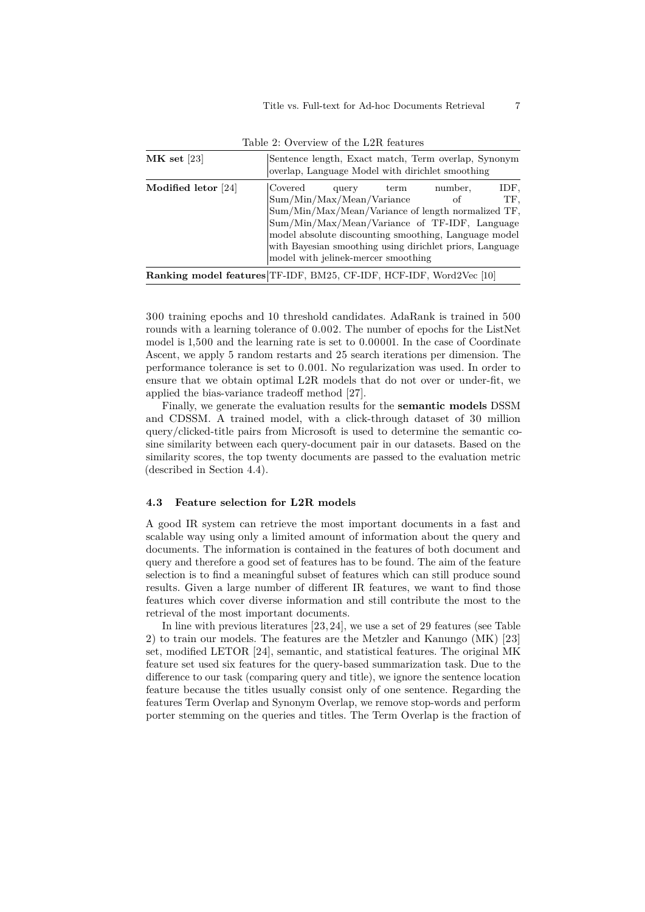Table 2: Overview of the L2R features

| | |
|---|---|
| **MK set** [23] | Sentence length, Exact match, Term overlap, Synonym overlap, Language Model with dirichlet smoothing |
| **Modified letor** [24] | Covered query term number, IDF, Sum/Min/Max/Mean/Variance of TF, Sum/Min/Max/Mean/Variance of length normalized TF, Sum/Min/Max/Mean/Variance of TF-IDF, Language model absolute discounting smoothing, Language model with Bayesian smoothing using dirichlet priors, Language model with jelinek-mercer smoothing |
| **Ranking model features** | TF-IDF, BM25, CF-IDF, HCF-IDF, Word2Vec [10] |

300 training epochs and 10 threshold candidates. AdaRank is trained in 500 rounds with a learning tolerance of 0.002. The number of epochs for the ListNet model is 1,500 and the learning rate is set to 0.00001. In the case of Coordinate Ascent, we apply 5 random restarts and 25 search iterations per dimension. The performance tolerance is set to 0.001. No regularization was used. In order to ensure that we obtain optimal L2R models that do not over or under-fit, we applied the bias-variance tradeoff method [27].

Finally, we generate the evaluation results for the **semantic models** DSSM and CDSSM. A trained model, with a click-through dataset of 30 million query/clicked-title pairs from Microsoft is used to determine the semantic cosine similarity between each query-document pair in our datasets. Based on the similarity scores, the top twenty documents are passed to the evaluation metric (described in Section 4.4).

### 4.3 Feature selection for L2R models

A good IR system can retrieve the most important documents in a fast and scalable way using only a limited amount of information about the query and documents. The information is contained in the features of both document and query and therefore a good set of features has to be found. The aim of the feature selection is to find a meaningful subset of features which can still produce sound results. Given a large number of different IR features, we want to find those features which cover diverse information and still contribute the most to the retrieval of the most important documents.

In line with previous literatures [23, 24], we use a set of 29 features (see Table 2) to train our models. The features are the Metzler and Kanungo (MK) [23] set, modified LETOR [24], semantic, and statistical features. The original MK feature set used six features for the query-based summarization task. Due to the difference to our task (comparing query and title), we ignore the sentence location feature because the titles usually consist only of one sentence. Regarding the features Term Overlap and Synonym Overlap, we remove stop-words and perform porter stemming on the queries and titles. The Term Overlap is the fraction of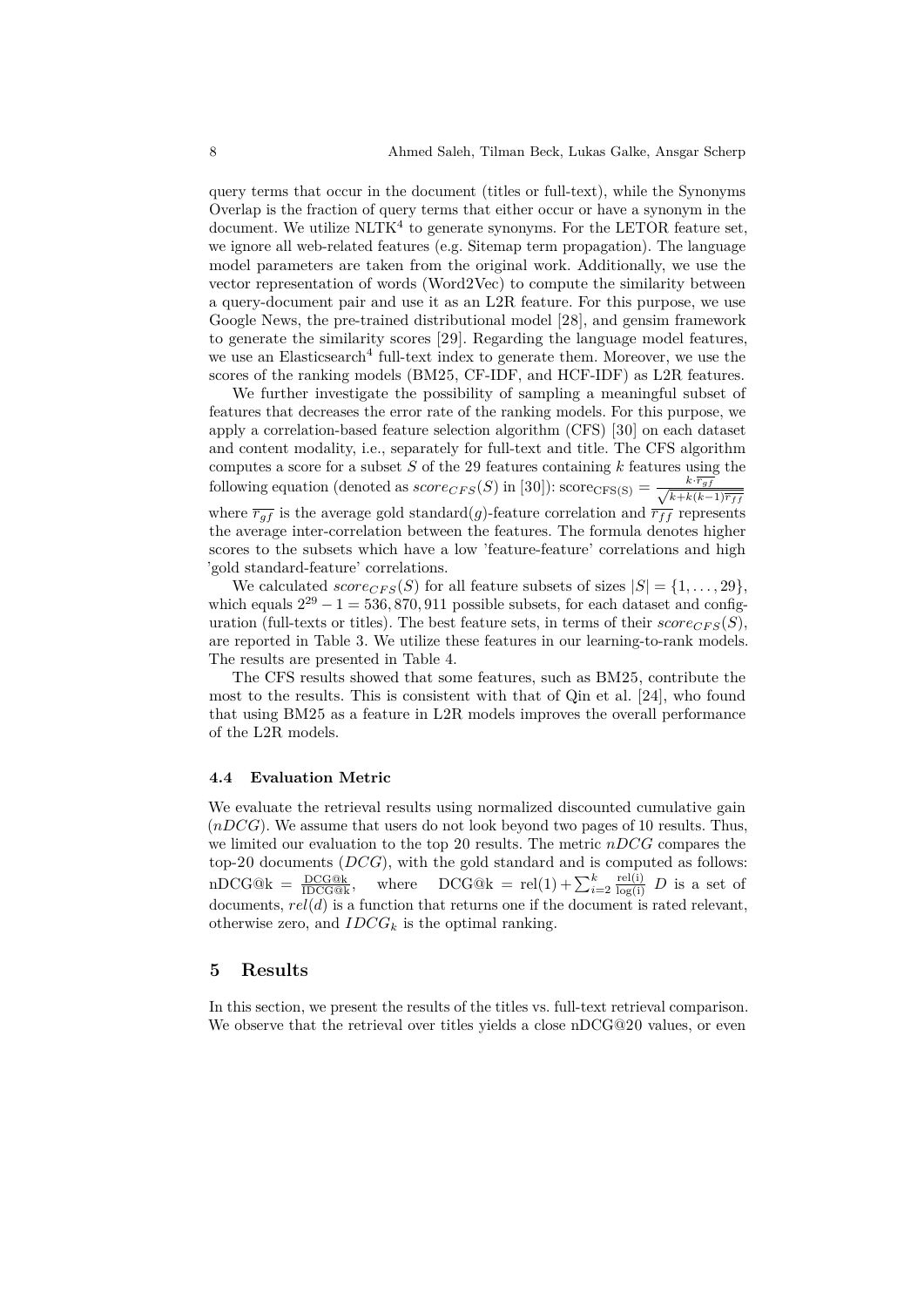query terms that occur in the document (titles or full-text), while the Synonyms Overlap is the fraction of query terms that either occur or have a synonym in the document. We utilize NLTK[4] to generate synonyms. For the LETOR feature set, we ignore all web-related features (e.g. Sitemap term propagation). The language model parameters are taken from the original work. Additionally, we use the vector representation of words (Word2Vec) to compute the similarity between a query-document pair and use it as an L2R feature. For this purpose, we use Google News, the pre-trained distributional model [28], and gensim framework to generate the similarity scores [29]. Regarding the language model features, we use an Elasticsearch[4] full-text index to generate them. Moreover, we use the scores of the ranking models (BM25, CF-IDF, and HCF-IDF) as L2R features.

We further investigate the possibility of sampling a meaningful subset of features that decreases the error rate of the ranking models. For this purpose, we apply a correlation-based feature selection algorithm (CFS) [30] on each dataset and content modality, i.e., separately for full-text and title. The CFS algorithm computes a score for a subset $S$ of the 29 features containing $k$ features using the following equation (denoted as $score_{CFS}(S)$ in [30]): $\text{score}_{\text{CFS(S)}} = \frac{k \cdot \overline{r_{gf}}}{\sqrt{k+k(k-1)\overline{r_{ff}}}}$ where $\overline{r_{gf}}$ is the average gold standard($g$)-feature correlation and $\overline{r_{ff}}$ represents the average inter-correlation between the features. The formula denotes higher scores to the subsets which have a low 'feature-feature' correlations and high 'gold standard-feature' correlations.

We calculated $score_{CFS}(S)$ for all feature subsets of sizes $|S| = \{1, \ldots, 29\}$, which equals $2^{29} - 1 = 536,870,911$ possible subsets, for each dataset and configuration (full-texts or titles). The best feature sets, in terms of their $score_{CFS}(S)$, are reported in Table 3. We utilize these features in our learning-to-rank models. The results are presented in Table 4.

The CFS results showed that some features, such as BM25, contribute the most to the results. This is consistent with that of Qin et al. [24], who found that using BM25 as a feature in L2R models improves the overall performance of the L2R models.

### 4.4 Evaluation Metric

We evaluate the retrieval results using normalized discounted cumulative gain ($nDCG$). We assume that users do not look beyond two pages of 10 results. Thus, we limited our evaluation to the top 20 results. The metric $nDCG$ compares the top-20 documents ($DCG$), with the gold standard and is computed as follows: $\text{nDCG@k} = \frac{\text{DCG@k}}{\text{IDCG@k}}$, where $\text{DCG@k} = \text{rel}(1) + \sum_{i=2}^{k} \frac{\text{rel(i)}}{\log(\text{i})}$ $D$ is a set of documents, $rel(d)$ is a function that returns one if the document is rated relevant, otherwise zero, and $IDCG_k$ is the optimal ranking.

## 5 Results

In this section, we present the results of the titles vs. full-text retrieval comparison. We observe that the retrieval over titles yields a close nDCG@20 values, or even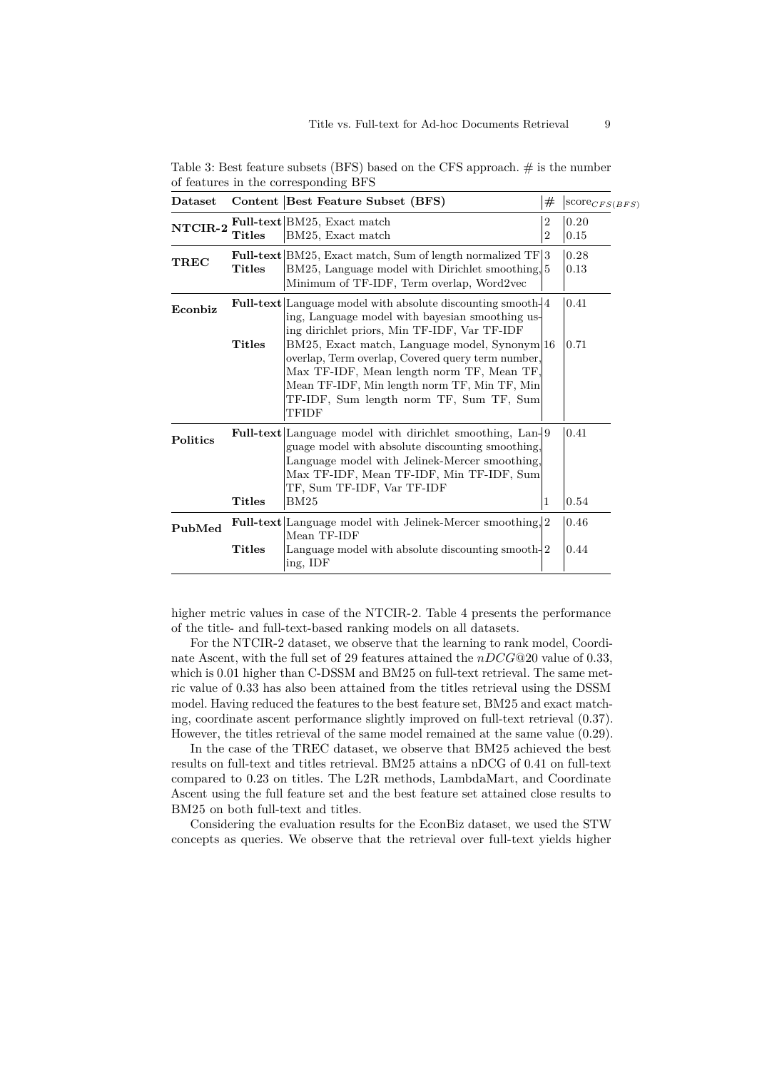Table 3: Best feature subsets (BFS) based on the CFS approach. # is the number of features in the corresponding BFS

| Dataset | Content | Best Feature Subset (BFS) | # | $\text{score}_{CFS(BFS)}$ |
|---|---|---|---|---|
| **NTCIR-2** | **Full-text** | BM25, Exact match | 2 | 0.20 |
| | **Titles** | BM25, Exact match | 2 | 0.15 |
| **TREC** | **Full-text** | BM25, Exact match, Sum of length normalized TF | 3 | 0.28 |
| | **Titles** | BM25, Language model with Dirichlet smoothing, Minimum of TF-IDF, Term overlap, Word2vec | 5 | 0.13 |
| **Econbiz** | **Full-text** | Language model with absolute discounting smoothing, Language model with bayesian smoothing using dirichlet priors, Min TF-IDF, Var TF-IDF | 4 | 0.41 |
| | **Titles** | BM25, Exact match, Language model, Synonym overlap, Term overlap, Covered query term number, Max TF-IDF, Mean length norm TF, Mean TF, Mean TF-IDF, Min length norm TF, Min TF, Min TF-IDF, Sum length norm TF, Sum TF, Sum TFIDF | 16 | 0.71 |
| **Politics** | **Full-text** | Language model with dirichlet smoothing, Language model with absolute discounting smoothing, Language model with Jelinek-Mercer smoothing, Max TF-IDF, Mean TF-IDF, Min TF-IDF, Sum TF, Sum TF-IDF, Var TF-IDF | 9 | 0.41 |
| | **Titles** | BM25 | 1 | 0.54 |
| **PubMed** | **Full-text** | Language model with Jelinek-Mercer smoothing, Mean TF-IDF | 2 | 0.46 |
| | **Titles** | Language model with absolute discounting smoothing, IDF | 2 | 0.44 |

higher metric values in case of the NTCIR-2. Table 4 presents the performance of the title- and full-text-based ranking models on all datasets.

For the NTCIR-2 dataset, we observe that the learning to rank model, Coordinate Ascent, with the full set of 29 features attained the $nDCG@20$ value of 0.33, which is 0.01 higher than C-DSSM and BM25 on full-text retrieval. The same metric value of 0.33 has also been attained from the titles retrieval using the DSSM model. Having reduced the features to the best feature set, BM25 and exact matching, coordinate ascent performance slightly improved on full-text retrieval (0.37). However, the titles retrieval of the same model remained at the same value (0.29).

In the case of the TREC dataset, we observe that BM25 achieved the best results on full-text and titles retrieval. BM25 attains a nDCG of 0.41 on full-text compared to 0.23 on titles. The L2R methods, LambdaMart, and Coordinate Ascent using the full feature set and the best feature set attained close results to BM25 on both full-text and titles.

Considering the evaluation results for the EconBiz dataset, we used the STW concepts as queries. We observe that the retrieval over full-text yields higher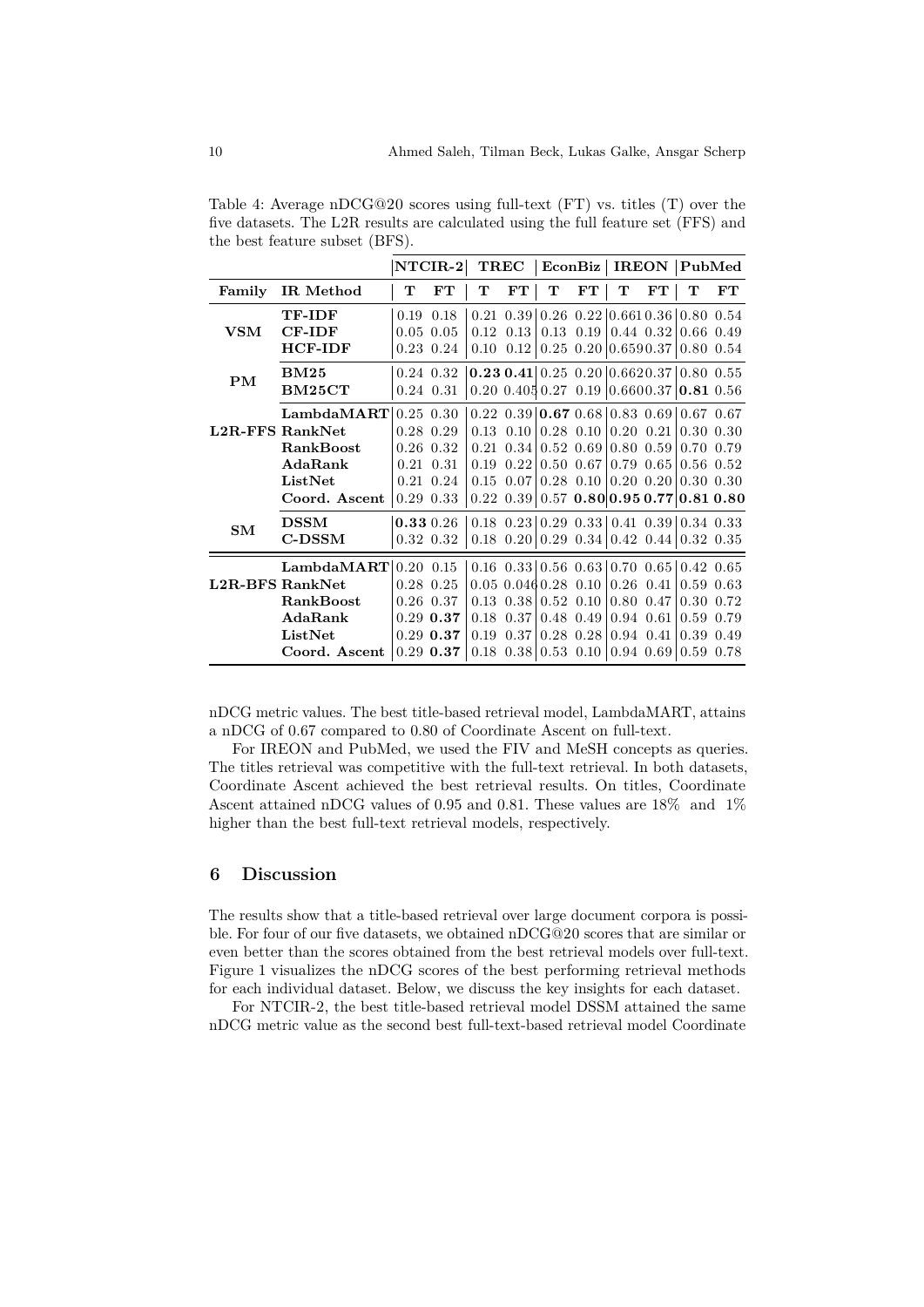Table 4: Average nDCG@20 scores using full-text (FT) vs. titles (T) over the five datasets. The L2R results are calculated using the full feature set (FFS) and the best feature subset (BFS).

| | | **NTCIR-2** | | **TREC** | | **EconBiz** | | **IREON** | | **PubMed** | |
|---|---|---|---|---|---|---|---|---|---|---|---|
| **Family** | **IR Method** | **T** | **FT** | **T** | **FT** | **T** | **FT** | **T** | **FT** | **T** | **FT** |
| **VSM** | **TF-IDF** | 0.19 | 0.18 | 0.21 | 0.39 | 0.26 | 0.22 | 0.661 | 0.36 | 0.80 | 0.54 |
| | **CF-IDF** | 0.05 | 0.05 | 0.12 | 0.13 | 0.13 | 0.19 | 0.44 | 0.32 | 0.66 | 0.49 |
| | **HCF-IDF** | 0.23 | 0.24 | 0.10 | 0.12 | 0.25 | 0.20 | 0.659 | 0.37 | 0.80 | 0.54 |
| **PM** | **BM25** | 0.24 | 0.32 | **0.23** | **0.41** | 0.25 | 0.20 | 0.662 | 0.37 | 0.80 | 0.55 |
| | **BM25CT** | 0.24 | 0.31 | 0.20 | 0.405 | 0.27 | 0.19 | 0.660 | 0.37 | **0.81** | 0.56 |
| **L2R-FFS** | **LambdaMART** | 0.25 | 0.30 | 0.22 | 0.39 | **0.67** | 0.68 | 0.83 | 0.69 | 0.67 | 0.67 |
| | **RankNet** | 0.28 | 0.29 | 0.13 | 0.10 | 0.28 | 0.10 | 0.20 | 0.21 | 0.30 | 0.30 |
| | **RankBoost** | 0.26 | 0.32 | 0.21 | 0.34 | 0.52 | 0.69 | 0.80 | 0.59 | 0.70 | 0.79 |
| | **AdaRank** | 0.21 | 0.31 | 0.19 | 0.22 | 0.50 | 0.67 | 0.79 | 0.65 | 0.56 | 0.52 |
| | **ListNet** | 0.21 | 0.24 | 0.15 | 0.07 | 0.28 | 0.10 | 0.20 | 0.20 | 0.30 | 0.30 |
| | **Coord. Ascent** | 0.29 | 0.33 | 0.22 | 0.39 | 0.57 | **0.80** | **0.95** | **0.77** | **0.81** | **0.80** |
| **SM** | **DSSM** | **0.33** | 0.26 | 0.18 | 0.23 | 0.29 | 0.33 | 0.41 | 0.39 | 0.34 | 0.33 |
| | **C-DSSM** | 0.32 | 0.32 | 0.18 | 0.20 | 0.29 | 0.34 | 0.42 | 0.44 | 0.32 | 0.35 |
| **L2R-BFS** | **LambdaMART** | 0.20 | 0.15 | 0.16 | 0.33 | 0.56 | 0.63 | 0.70 | 0.65 | 0.42 | 0.65 |
| | **RankNet** | 0.28 | 0.25 | 0.05 | 0.046 | 0.28 | 0.10 | 0.26 | 0.41 | 0.59 | 0.63 |
| | **RankBoost** | 0.26 | 0.37 | 0.13 | 0.38 | 0.52 | 0.10 | 0.80 | 0.47 | 0.30 | 0.72 |
| | **AdaRank** | 0.29 | **0.37** | 0.18 | 0.37 | 0.48 | 0.49 | 0.94 | 0.61 | 0.59 | 0.79 |
| | **ListNet** | 0.29 | **0.37** | 0.19 | 0.37 | 0.28 | 0.28 | 0.94 | 0.41 | 0.39 | 0.49 |
| | **Coord. Ascent** | 0.29 | **0.37** | 0.18 | 0.38 | 0.53 | 0.10 | 0.94 | 0.69 | 0.59 | 0.78 |

nDCG metric values. The best title-based retrieval model, LambdaMART, attains a nDCG of 0.67 compared to 0.80 of Coordinate Ascent on full-text.

For IREON and PubMed, we used the FIV and MeSH concepts as queries. The titles retrieval was competitive with the full-text retrieval. In both datasets, Coordinate Ascent achieved the best retrieval results. On titles, Coordinate Ascent attained nDCG values of 0.95 and 0.81. These values are 18% and 1% higher than the best full-text retrieval models, respectively.

## 6 Discussion

The results show that a title-based retrieval over large document corpora is possible. For four of our five datasets, we obtained nDCG@20 scores that are similar or even better than the scores obtained from the best retrieval models over full-text. Figure 1 visualizes the nDCG scores of the best performing retrieval methods for each individual dataset. Below, we discuss the key insights for each dataset.

For NTCIR-2, the best title-based retrieval model DSSM attained the same nDCG metric value as the second best full-text-based retrieval model Coordinate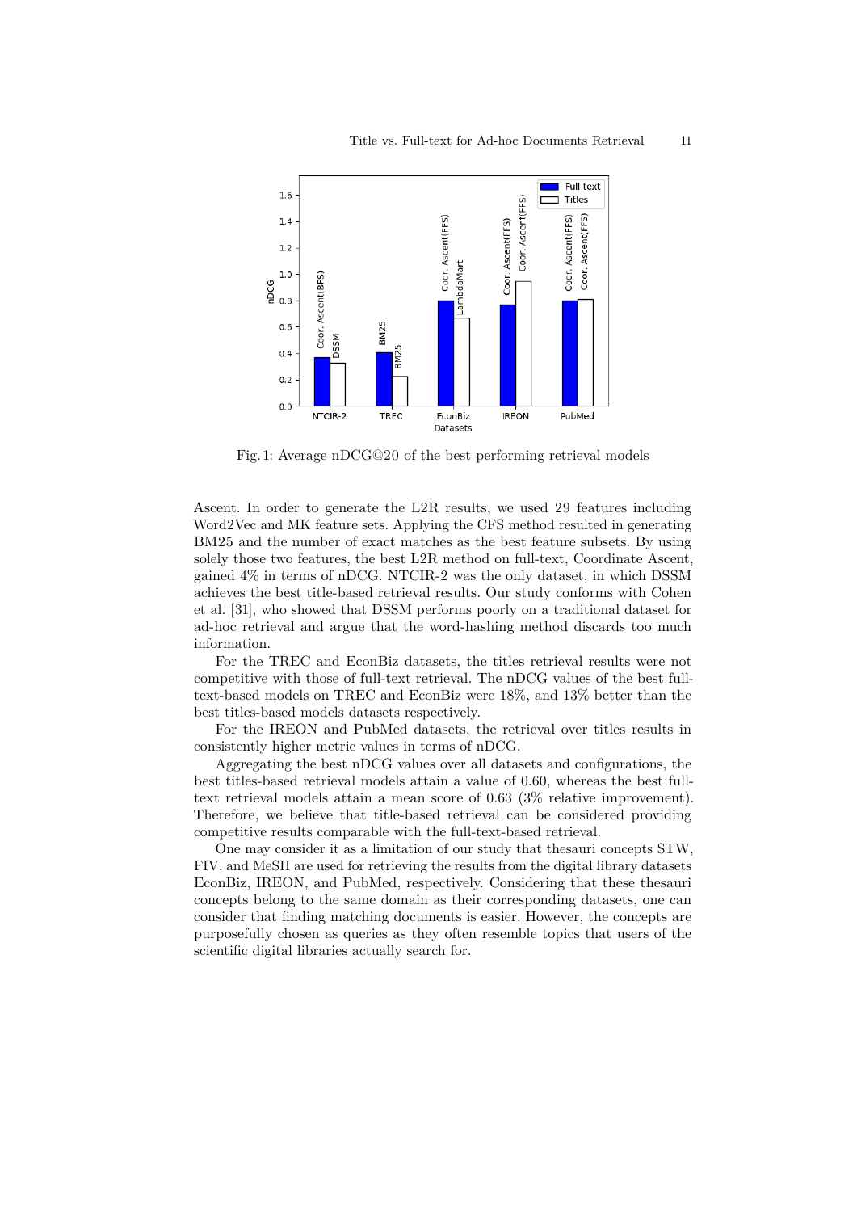Fig. 1: Average nDCG@20 of the best performing retrieval models

Ascent. In order to generate the L2R results, we used 29 features including Word2Vec and MK feature sets. Applying the CFS method resulted in generating BM25 and the number of exact matches as the best feature subsets. By using solely those two features, the best L2R method on full-text, Coordinate Ascent, gained 4% in terms of nDCG. NTCIR-2 was the only dataset, in which DSSM achieves the best title-based retrieval results. Our study conforms with Cohen et al. [31], who showed that DSSM performs poorly on a traditional dataset for ad-hoc retrieval and argue that the word-hashing method discards too much information.

For the TREC and EconBiz datasets, the titles retrieval results were not competitive with those of full-text retrieval. The nDCG values of the best full-text-based models on TREC and EconBiz were 18%, and 13% better than the best titles-based models datasets respectively.

For the IREON and PubMed datasets, the retrieval over titles results in consistently higher metric values in terms of nDCG.

Aggregating the best nDCG values over all datasets and configurations, the best titles-based retrieval models attain a value of 0.60, whereas the best full-text retrieval models attain a mean score of 0.63 (3% relative improvement). Therefore, we believe that title-based retrieval can be considered providing competitive results comparable with the full-text-based retrieval.

One may consider it as a limitation of our study that thesauri concepts STW, FIV, and MeSH are used for retrieving the results from the digital library datasets EconBiz, IREON, and PubMed, respectively. Considering that these thesauri concepts belong to the same domain as their corresponding datasets, one can consider that finding matching documents is easier. However, the concepts are purposefully chosen as queries as they often resemble topics that users of the scientific digital libraries actually search for.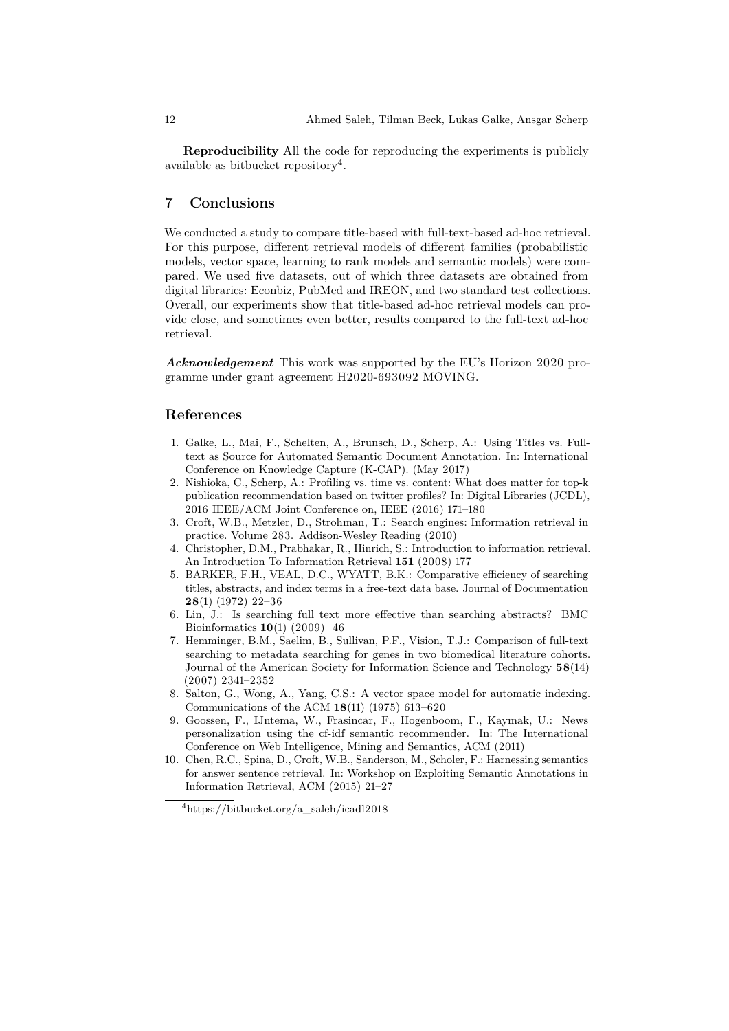**Reproducibility** All the code for reproducing the experiments is publicly available as bitbucket repository[4].

## 7 Conclusions

We conducted a study to compare title-based with full-text-based ad-hoc retrieval. For this purpose, different retrieval models of different families (probabilistic models, vector space, learning to rank models and semantic models) were compared. We used five datasets, out of which three datasets are obtained from digital libraries: Econbiz, PubMed and IREON, and two standard test collections. Overall, our experiments show that title-based ad-hoc retrieval models can provide close, and sometimes even better, results compared to the full-text ad-hoc retrieval.

***Acknowledgement*** This work was supported by the EU's Horizon 2020 programme under grant agreement H2020-693092 MOVING.

## References

1. Galke, L., Mai, F., Schelten, A., Brunsch, D., Scherp, A.: Using Titles vs. Full-text as Source for Automated Semantic Document Annotation. In: International Conference on Knowledge Capture (K-CAP). (May 2017)
2. Nishioka, C., Scherp, A.: Profiling vs. time vs. content: What does matter for top-k publication recommendation based on twitter profiles? In: Digital Libraries (JCDL), 2016 IEEE/ACM Joint Conference on, IEEE (2016) 171–180
3. Croft, W.B., Metzler, D., Strohman, T.: Search engines: Information retrieval in practice. Volume 283. Addison-Wesley Reading (2010)
4. Christopher, D.M., Prabhakar, R., Hinrich, S.: Introduction to information retrieval. An Introduction To Information Retrieval **151** (2008) 177
5. BARKER, F.H., VEAL, D.C., WYATT, B.K.: Comparative efficiency of searching titles, abstracts, and index terms in a free-text data base. Journal of Documentation **28**(1) (1972) 22–36
6. Lin, J.: Is searching full text more effective than searching abstracts? BMC Bioinformatics **10**(1) (2009) 46
7. Hemminger, B.M., Saelim, B., Sullivan, P.F., Vision, T.J.: Comparison of full-text searching to metadata searching for genes in two biomedical literature cohorts. Journal of the American Society for Information Science and Technology **58**(14) (2007) 2341–2352
8. Salton, G., Wong, A., Yang, C.S.: A vector space model for automatic indexing. Communications of the ACM **18**(11) (1975) 613–620
9. Goossen, F., IJntema, W., Frasincar, F., Hogenboom, F., Kaymak, U.: News personalization using the cf-idf semantic recommender. In: The International Conference on Web Intelligence, Mining and Semantics, ACM (2011)
10. Chen, R.C., Spina, D., Croft, W.B., Sanderson, M., Scholer, F.: Harnessing semantics for answer sentence retrieval. In: Workshop on Exploiting Semantic Annotations in Information Retrieval, ACM (2015) 21–27

[4] https://bitbucket.org/a_saleh/icadl2018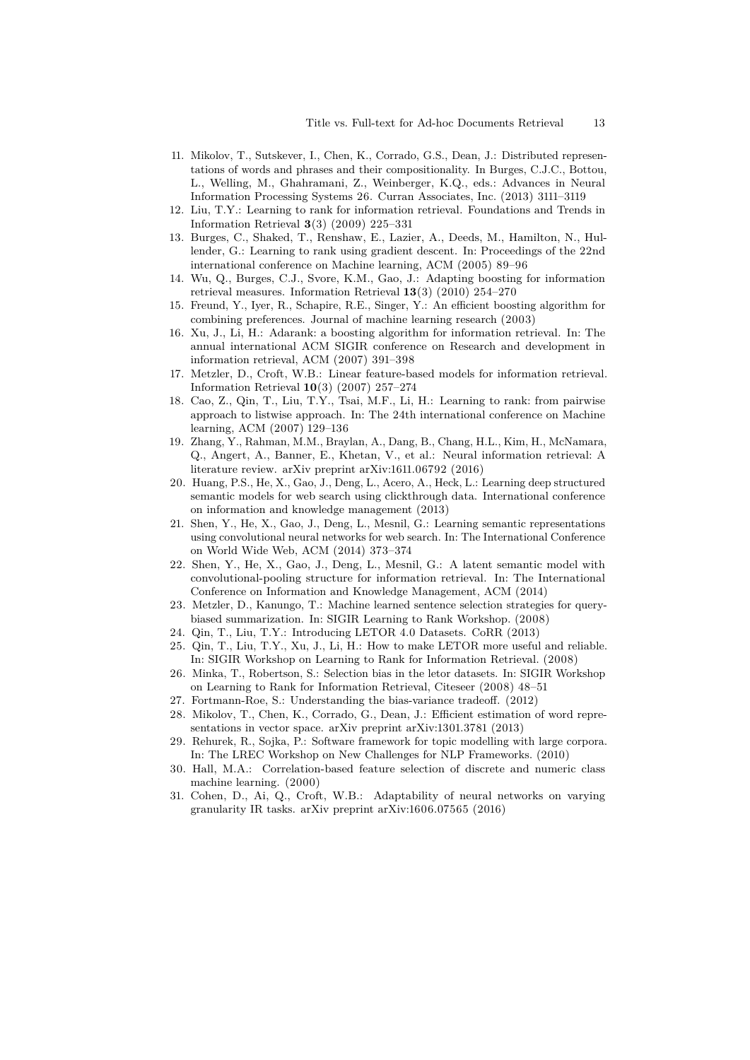11. Mikolov, T., Sutskever, I., Chen, K., Corrado, G.S., Dean, J.: Distributed representations of words and phrases and their compositionality. In Burges, C.J.C., Bottou, L., Welling, M., Ghahramani, Z., Weinberger, K.Q., eds.: Advances in Neural Information Processing Systems 26. Curran Associates, Inc. (2013) 3111–3119
12. Liu, T.Y.: Learning to rank for information retrieval. Foundations and Trends in Information Retrieval **3**(3) (2009) 225–331
13. Burges, C., Shaked, T., Renshaw, E., Lazier, A., Deeds, M., Hamilton, N., Hullender, G.: Learning to rank using gradient descent. In: Proceedings of the 22nd international conference on Machine learning, ACM (2005) 89–96
14. Wu, Q., Burges, C.J., Svore, K.M., Gao, J.: Adapting boosting for information retrieval measures. Information Retrieval **13**(3) (2010) 254–270
15. Freund, Y., Iyer, R., Schapire, R.E., Singer, Y.: An efficient boosting algorithm for combining preferences. Journal of machine learning research (2003)
16. Xu, J., Li, H.: Adarank: a boosting algorithm for information retrieval. In: The annual international ACM SIGIR conference on Research and development in information retrieval, ACM (2007) 391–398
17. Metzler, D., Croft, W.B.: Linear feature-based models for information retrieval. Information Retrieval **10**(3) (2007) 257–274
18. Cao, Z., Qin, T., Liu, T.Y., Tsai, M.F., Li, H.: Learning to rank: from pairwise approach to listwise approach. In: The 24th international conference on Machine learning, ACM (2007) 129–136
19. Zhang, Y., Rahman, M.M., Braylan, A., Dang, B., Chang, H.L., Kim, H., McNamara, Q., Angert, A., Banner, E., Khetan, V., et al.: Neural information retrieval: A literature review. arXiv preprint arXiv:1611.06792 (2016)
20. Huang, P.S., He, X., Gao, J., Deng, L., Acero, A., Heck, L.: Learning deep structured semantic models for web search using clickthrough data. International conference on information and knowledge management (2013)
21. Shen, Y., He, X., Gao, J., Deng, L., Mesnil, G.: Learning semantic representations using convolutional neural networks for web search. In: The International Conference on World Wide Web, ACM (2014) 373–374
22. Shen, Y., He, X., Gao, J., Deng, L., Mesnil, G.: A latent semantic model with convolutional-pooling structure for information retrieval. In: The International Conference on Information and Knowledge Management, ACM (2014)
23. Metzler, D., Kanungo, T.: Machine learned sentence selection strategies for query-biased summarization. In: SIGIR Learning to Rank Workshop. (2008)
24. Qin, T., Liu, T.Y.: Introducing LETOR 4.0 Datasets. CoRR (2013)
25. Qin, T., Liu, T.Y., Xu, J., Li, H.: How to make LETOR more useful and reliable. In: SIGIR Workshop on Learning to Rank for Information Retrieval. (2008)
26. Minka, T., Robertson, S.: Selection bias in the letor datasets. In: SIGIR Workshop on Learning to Rank for Information Retrieval, Citeseer (2008) 48–51
27. Fortmann-Roe, S.: Understanding the bias-variance tradeoff. (2012)
28. Mikolov, T., Chen, K., Corrado, G., Dean, J.: Efficient estimation of word representations in vector space. arXiv preprint arXiv:1301.3781 (2013)
29. Rehurek, R., Sojka, P.: Software framework for topic modelling with large corpora. In: The LREC Workshop on New Challenges for NLP Frameworks. (2010)
30. Hall, M.A.: Correlation-based feature selection of discrete and numeric class machine learning. (2000)
31. Cohen, D., Ai, Q., Croft, W.B.: Adaptability of neural networks on varying granularity IR tasks. arXiv preprint arXiv:1606.07565 (2016)